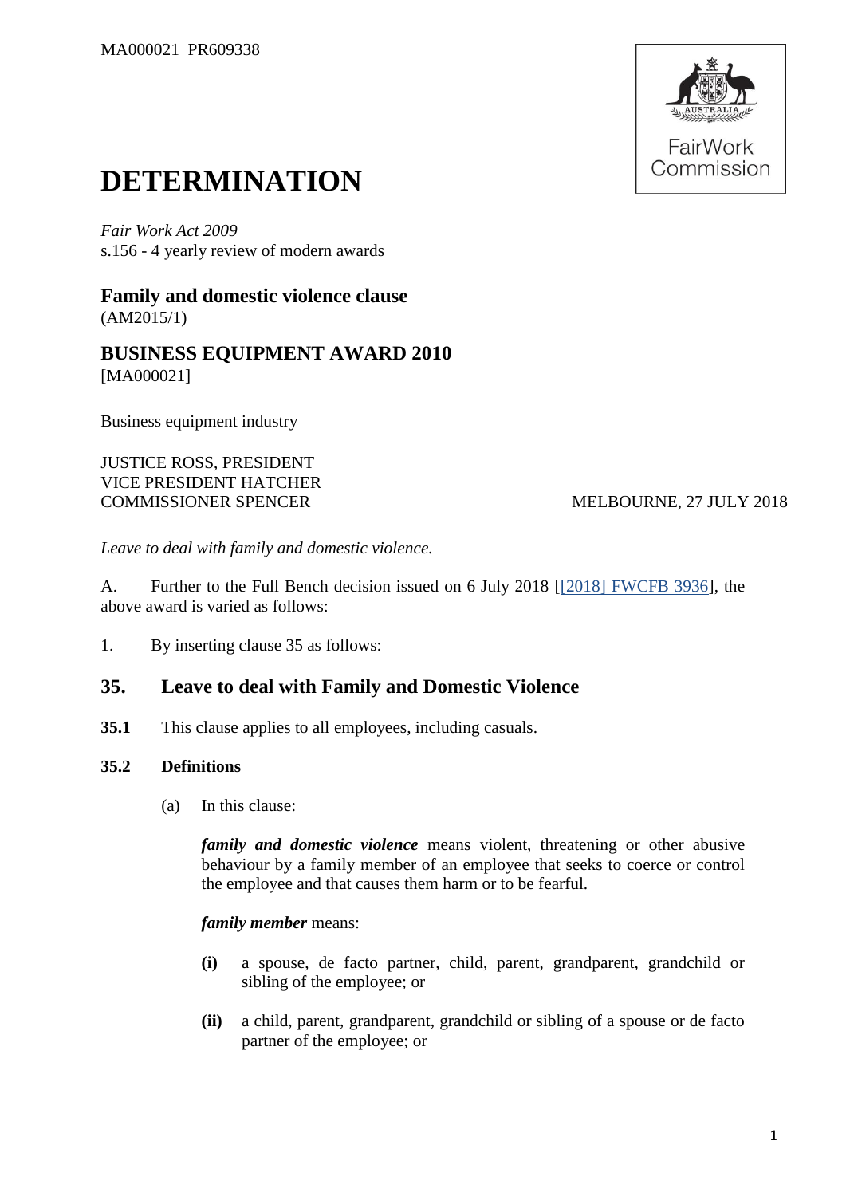MA000021 PR609338

# DETERMINATION

*Fair Work Act 2009*
s.156 - 4 yearly review of modern awards

## Family and domestic violence clause

(AM2015/1)

## BUSINESS EQUIPMENT AWARD 2010

[MA000021]

Business equipment industry

JUSTICE ROSS, PRESIDENT
VICE PRESIDENT HATCHER
COMMISSIONER SPENCER MELBOURNE, 27 JULY 2018

*Leave to deal with family and domestic violence.*

A. Further to the Full Bench decision issued on 6 July 2018 [[2018] FWCFB 3936], the above award is varied as follows:

1. By inserting clause 35 as follows:

## 35. Leave to deal with Family and Domestic Violence

**35.1** This clause applies to all employees, including casuals.

**35.2 Definitions**

(a) In this clause:

***family and domestic violence*** means violent, threatening or other abusive behaviour by a family member of an employee that seeks to coerce or control the employee and that causes them harm or to be fearful.

***family member*** means:

**(i)** a spouse, de facto partner, child, parent, grandparent, grandchild or sibling of the employee; or

**(ii)** a child, parent, grandparent, grandchild or sibling of a spouse or de facto partner of the employee; or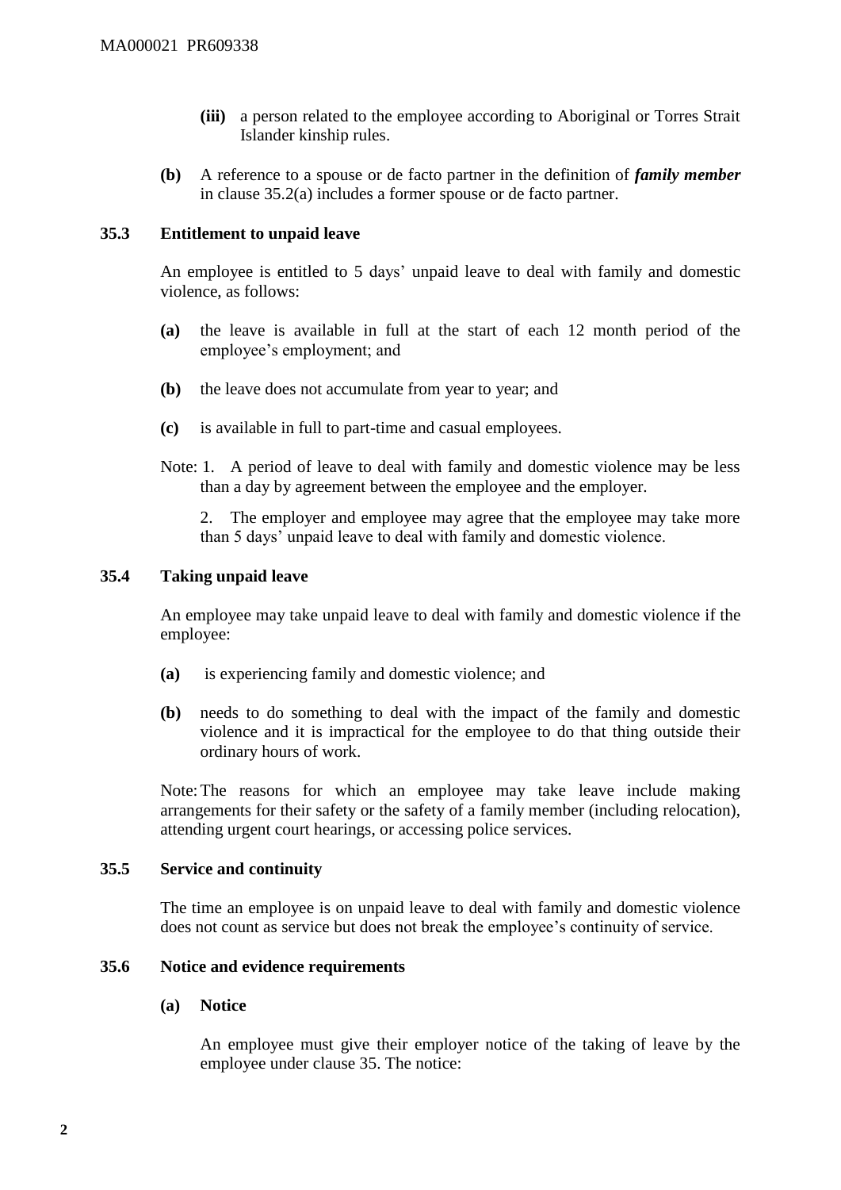- **(iii)** a person related to the employee according to Aboriginal or Torres Strait Islander kinship rules.

**(b)** A reference to a spouse or de facto partner in the definition of ***family member*** in clause 35.2(a) includes a former spouse or de facto partner.

### 35.3 Entitlement to unpaid leave

An employee is entitled to 5 days' unpaid leave to deal with family and domestic violence, as follows:

**(a)** the leave is available in full at the start of each 12 month period of the employee's employment; and

**(b)** the leave does not accumulate from year to year; and

**(c)** is available in full to part-time and casual employees.

Note: 1. A period of leave to deal with family and domestic violence may be less than a day by agreement between the employee and the employer.

2. The employer and employee may agree that the employee may take more than 5 days' unpaid leave to deal with family and domestic violence.

### 35.4 Taking unpaid leave

An employee may take unpaid leave to deal with family and domestic violence if the employee:

**(a)** is experiencing family and domestic violence; and

**(b)** needs to do something to deal with the impact of the family and domestic violence and it is impractical for the employee to do that thing outside their ordinary hours of work.

Note: The reasons for which an employee may take leave include making arrangements for their safety or the safety of a family member (including relocation), attending urgent court hearings, or accessing police services.

### 35.5 Service and continuity

The time an employee is on unpaid leave to deal with family and domestic violence does not count as service but does not break the employee's continuity of service.

### 35.6 Notice and evidence requirements

**(a) Notice**

An employee must give their employer notice of the taking of leave by the employee under clause 35. The notice: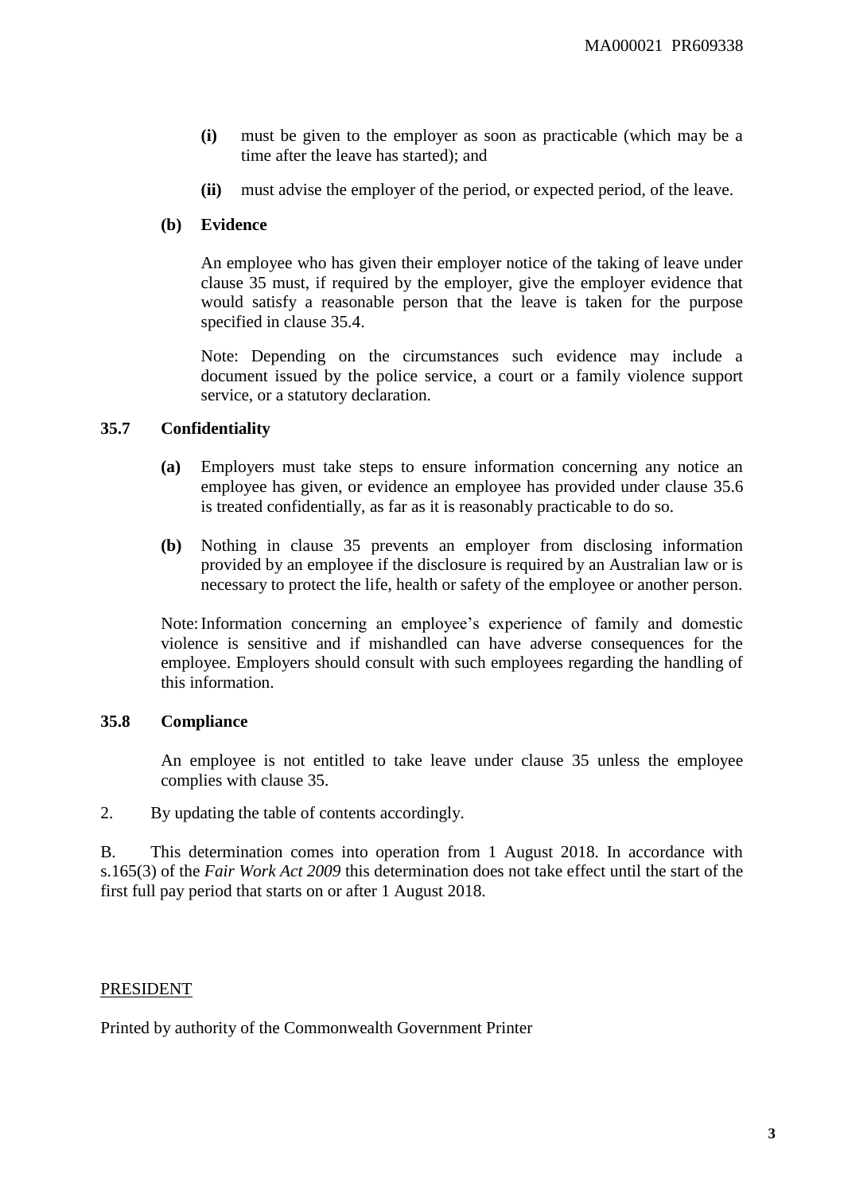- **(i)** must be given to the employer as soon as practicable (which may be a time after the leave has started); and

- **(ii)** must advise the employer of the period, or expected period, of the leave.

**(b) Evidence**

An employee who has given their employer notice of the taking of leave under clause 35 must, if required by the employer, give the employer evidence that would satisfy a reasonable person that the leave is taken for the purpose specified in clause 35.4.

Note: Depending on the circumstances such evidence may include a document issued by the police service, a court or a family violence support service, or a statutory declaration.

**35.7 Confidentiality**

- **(a)** Employers must take steps to ensure information concerning any notice an employee has given, or evidence an employee has provided under clause 35.6 is treated confidentially, as far as it is reasonably practicable to do so.

- **(b)** Nothing in clause 35 prevents an employer from disclosing information provided by an employee if the disclosure is required by an Australian law or is necessary to protect the life, health or safety of the employee or another person.

Note: Information concerning an employee's experience of family and domestic violence is sensitive and if mishandled can have adverse consequences for the employee. Employers should consult with such employees regarding the handling of this information.

**35.8 Compliance**

An employee is not entitled to take leave under clause 35 unless the employee complies with clause 35.

2. By updating the table of contents accordingly.

B. This determination comes into operation from 1 August 2018. In accordance with s.165(3) of the *Fair Work Act 2009* this determination does not take effect until the start of the first full pay period that starts on or after 1 August 2018.

PRESIDENT

Printed by authority of the Commonwealth Government Printer